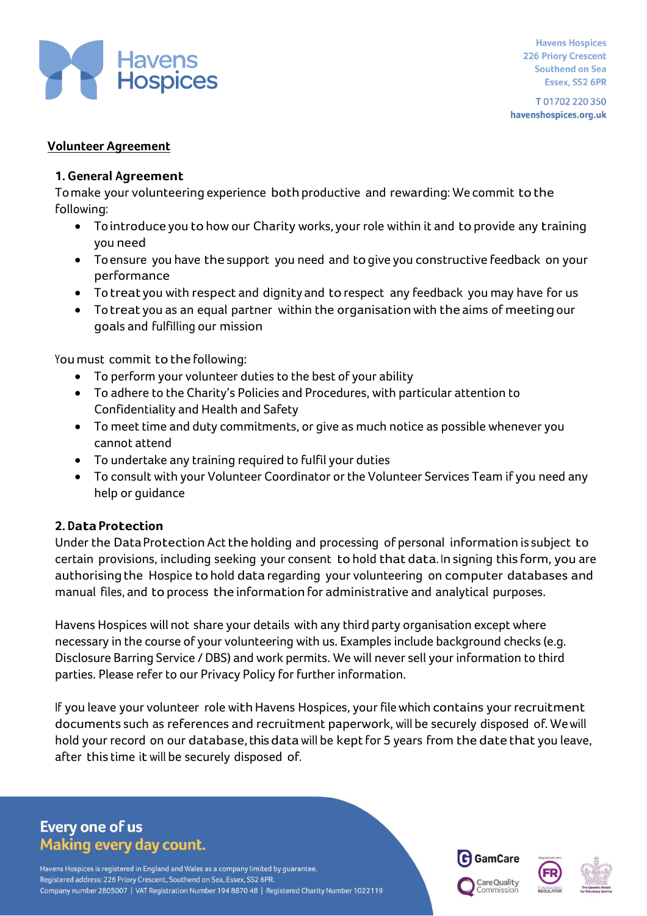## Volunteer Agreement

### 1. General Agreement

To make your volunteering experience both productive and rewarding: We commit to the following:

- To introduce you to how our Charity works, your role within it and to provide any training you need
- To ensure you have the support you need and to give you constructive feedback on your performance
- To treat you with respect and dignity and to respect any feedback you may have for us
- To treat you as an equal partner within the organisation with the aims of meeting our goals and fulfilling our mission

You must commit to the following:

- To perform your volunteer duties to the best of your ability
- To adhere to the Charity's Policies and Procedures, with particular attention to Confidentiality and Health and Safety
- To meet time and duty commitments, or give as much notice as possible whenever you cannot attend
- To undertake any training required to fulfil your duties
- To consult with your Volunteer Coordinator or the Volunteer Services Team if you need any help or guidance

### 2. Data Protection

Under the Data Protection Act the holding and processing of personal information is subject to certain provisions, including seeking your consent to hold that data. In signing this form, you are authorising the Hospice to hold data regarding your volunteering on computer databases and manual files, and to process the information for administrative and analytical purposes.

Havens Hospices will not share your details with any third party organisation except where necessary in the course of your volunteering with us. Examples include background checks (e.g. Disclosure Barring Service / DBS) and work permits. We will never sell your information to third parties. Please refer to our Privacy Policy for further information.

If you leave your volunteer role with Havens Hospices, your file which contains your recruitment documents such as references and recruitment paperwork, will be securely disposed of. We will hold your record on our database, this data will be kept for 5 years from the date that you leave, after this time it will be securely disposed of.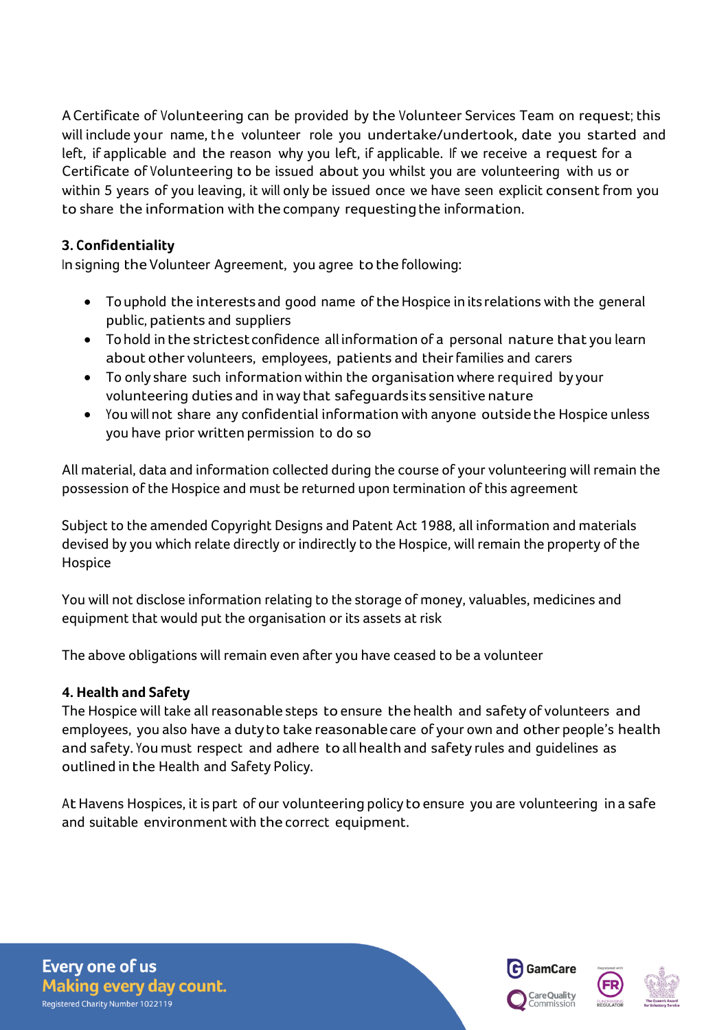A Certificate of Volunteering can be provided by the Volunteer Services Team on request; this will include your name, the volunteer role you undertake/undertook, date you started and left, if applicable and the reason why you left, if applicable. If we receive a request for a Certificate of Volunteering to be issued about you whilst you are volunteering with us or within 5 years of you leaving, it will only be issued once we have seen explicit consent from you to share the information with the company requesting the information.

### 3. Confidentiality

In signing the Volunteer Agreement, you agree to the following:

- To uphold the interests and good name of the Hospice in its relations with the general public, patients and suppliers
- To hold in the strictest confidence all information of a personal nature that you learn about other volunteers, employees, patients and their families and carers
- To only share such information within the organisation where required by your volunteering duties and in way that safeguards its sensitive nature
- You will not share any confidential information with anyone outside the Hospice unless you have prior written permission to do so

All material, data and information collected during the course of your volunteering will remain the possession of the Hospice and must be returned upon termination of this agreement

Subject to the amended Copyright Designs and Patent Act 1988, all information and materials devised by you which relate directly or indirectly to the Hospice, will remain the property of the Hospice

You will not disclose information relating to the storage of money, valuables, medicines and equipment that would put the organisation or its assets at risk

The above obligations will remain even after you have ceased to be a volunteer

### 4. Health and Safety

The Hospice will take all reasonable steps to ensure the health and safety of volunteers and employees, you also have a duty to take reasonable care of your own and other people's health and safety. You must respect and adhere to all health and safety rules and guidelines as outlined in the Health and Safety Policy.

At Havens Hospices, it is part of our volunteering policy to ensure you are volunteering in a safe and suitable environment with the correct equipment.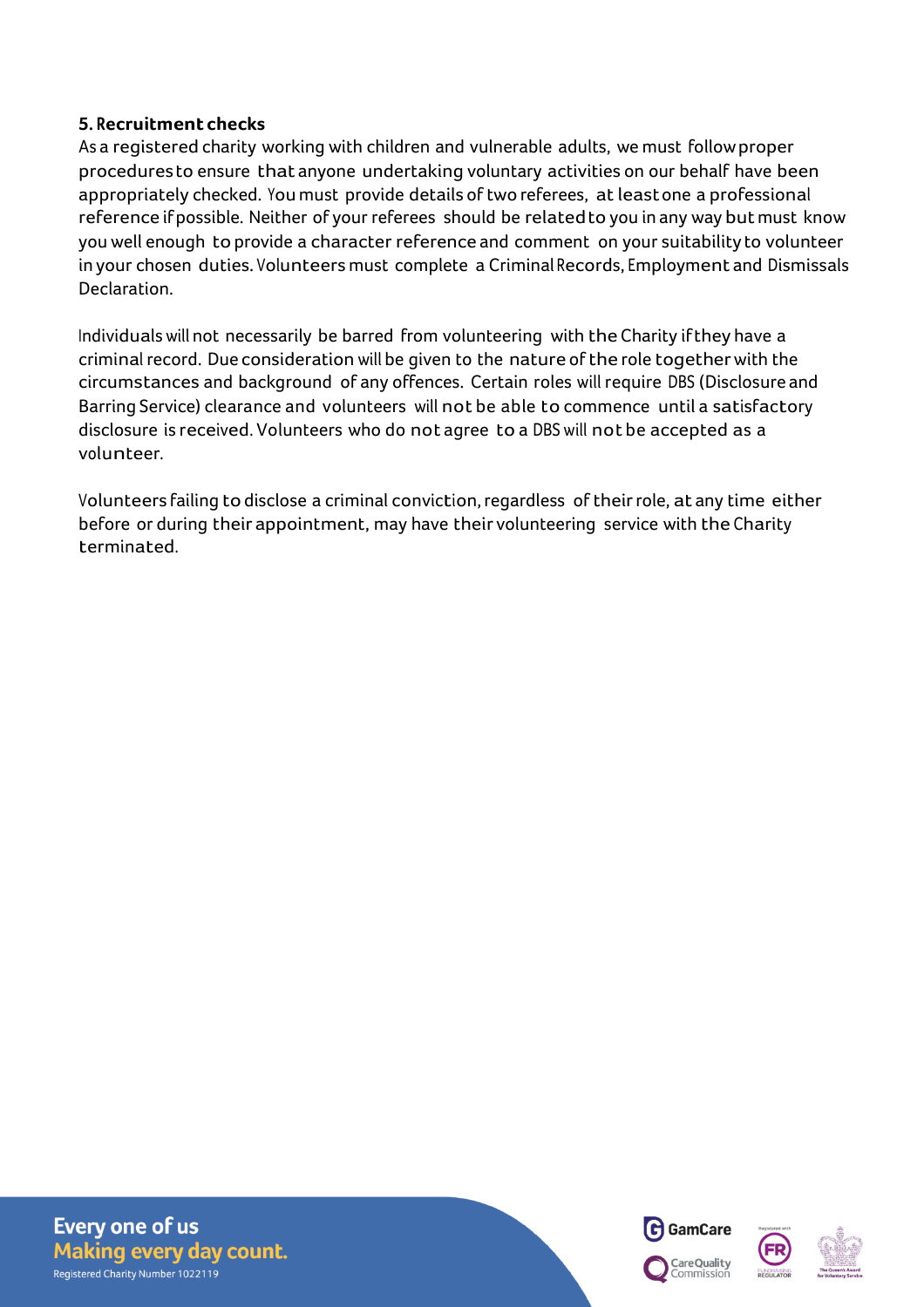### 5. Recruitment checks

As a registered charity working with children and vulnerable adults, we must follow proper procedures to ensure that anyone undertaking voluntary activities on our behalf have been appropriately checked. You must provide details of two referees, at least one a professional reference if possible. Neither of your referees should be related to you in any way but must know you well enough to provide a character reference and comment on your suitability to volunteer in your chosen duties. Volunteers must complete a Criminal Records, Employment and Dismissals Declaration.

Individuals will not necessarily be barred from volunteering with the Charity if they have a criminal record. Due consideration will be given to the nature of the role together with the circumstances and background of any offences. Certain roles will require DBS (Disclosure and Barring Service) clearance and volunteers will not be able to commence until a satisfactory disclosure is received. Volunteers who do not agree to a DBS will not be accepted as a volunteer.

Volunteers failing to disclose a criminal conviction, regardless of their role, at any time either before or during their appointment, may have their volunteering service with the Charity terminated.